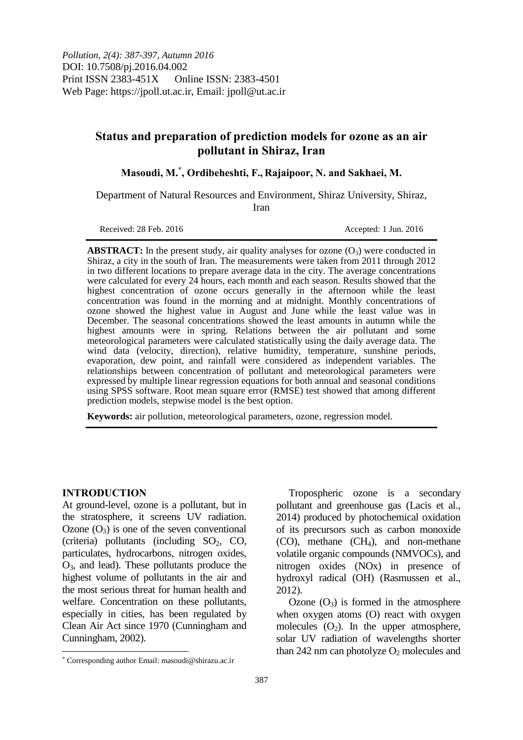*Pollution, 2(4): 387-397, Autumn 2016*
DOI: 10.7508/pj.2016.04.002
Print ISSN 2383-451X Online ISSN: 2383-4501
Web Page: https://jpoll.ut.ac.ir, Email: jpoll@ut.ac.ir

# Status and preparation of prediction models for ozone as an air pollutant in Shiraz, Iran

**Masoudi, M.[*], Ordibeheshti, F., Rajaipoor, N. and Sakhaei, M.**

Department of Natural Resources and Environment, Shiraz University, Shiraz, Iran

Received: 28 Feb. 2016 Accepted: 1 Jun. 2016

**ABSTRACT:** In the present study, air quality analyses for ozone ($O_3$) were conducted in Shiraz, a city in the south of Iran. The measurements were taken from 2011 through 2012 in two different locations to prepare average data in the city. The average concentrations were calculated for every 24 hours, each month and each season. Results showed that the highest concentration of ozone occurs generally in the afternoon while the least concentration was found in the morning and at midnight. Monthly concentrations of ozone showed the highest value in August and June while the least value was in December. The seasonal concentrations showed the least amounts in autumn while the highest amounts were in spring. Relations between the air pollutant and some meteorological parameters were calculated statistically using the daily average data. The wind data (velocity, direction), relative humidity, temperature, sunshine periods, evaporation, dew point, and rainfall were considered as independent variables. The relationships between concentration of pollutant and meteorological parameters were expressed by multiple linear regression equations for both annual and seasonal conditions using SPSS software. Root mean square error (RMSE) test showed that among different prediction models, stepwise model is the best option.

**Keywords:** air pollution, meteorological parameters, ozone, regression model.

## INTRODUCTION

At ground-level, ozone is a pollutant, but in the stratosphere, it screens UV radiation. Ozone ($O_3$) is one of the seven conventional (criteria) pollutants (including $SO_2$, CO, particulates, hydrocarbons, nitrogen oxides, $O_3$, and lead). These pollutants produce the highest volume of pollutants in the air and the most serious threat for human health and welfare. Concentration on these pollutants, especially in cities, has been regulated by Clean Air Act since 1970 (Cunningham and Cunningham, 2002).

Tropospheric ozone is a secondary pollutant and greenhouse gas (Lacis et al., 2014) produced by photochemical oxidation of its precursors such as carbon monoxide (CO), methane ($CH_4$), and non-methane volatile organic compounds (NMVOCs), and nitrogen oxides (NOx) in presence of hydroxyl radical (OH) (Rasmussen et al., 2012).

Ozone ($O_3$) is formed in the atmosphere when oxygen atoms (O) react with oxygen molecules ($O_2$). In the upper atmosphere, solar UV radiation of wavelengths shorter than 242 nm can photolyze $O_2$ molecules and

[*] Corresponding author Email: masoudi@shirazu.ac.ir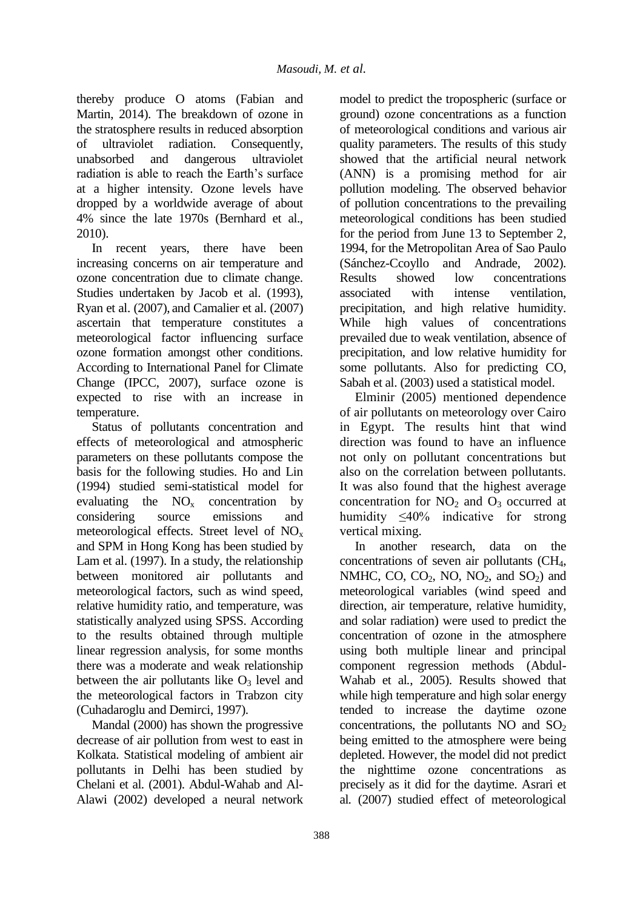thereby produce O atoms (Fabian and Martin, 2014). The breakdown of ozone in the stratosphere results in reduced absorption of ultraviolet radiation. Consequently, unabsorbed and dangerous ultraviolet radiation is able to reach the Earth's surface at a higher intensity. Ozone levels have dropped by a worldwide average of about 4% since the late 1970s (Bernhard et al., 2010).

In recent years, there have been increasing concerns on air temperature and ozone concentration due to climate change. Studies undertaken by Jacob et al. (1993), Ryan et al. (2007), and Camalier et al. (2007) ascertain that temperature constitutes a meteorological factor influencing surface ozone formation amongst other conditions. According to International Panel for Climate Change (IPCC, 2007), surface ozone is expected to rise with an increase in temperature.

Status of pollutants concentration and effects of meteorological and atmospheric parameters on these pollutants compose the basis for the following studies. Ho and Lin (1994) studied semi-statistical model for evaluating the $NO_x$ concentration by considering source emissions and meteorological effects. Street level of $NO_x$ and SPM in Hong Kong has been studied by Lam et al. (1997). In a study, the relationship between monitored air pollutants and meteorological factors, such as wind speed, relative humidity ratio, and temperature, was statistically analyzed using SPSS. According to the results obtained through multiple linear regression analysis, for some months there was a moderate and weak relationship between the air pollutants like $O_3$ level and the meteorological factors in Trabzon city (Cuhadaroglu and Demirci, 1997).

Mandal (2000) has shown the progressive decrease of air pollution from west to east in Kolkata. Statistical modeling of ambient air pollutants in Delhi has been studied by Chelani et al. (2001). Abdul-Wahab and Al-Alawi (2002) developed a neural network model to predict the tropospheric (surface or ground) ozone concentrations as a function of meteorological conditions and various air quality parameters. The results of this study showed that the artificial neural network (ANN) is a promising method for air pollution modeling. The observed behavior of pollution concentrations to the prevailing meteorological conditions has been studied for the period from June 13 to September 2, 1994, for the Metropolitan Area of Sao Paulo (Sánchez-Ccoyllo and Andrade, 2002). Results showed low concentrations associated with intense ventilation, precipitation, and high relative humidity. While high values of concentrations prevailed due to weak ventilation, absence of precipitation, and low relative humidity for some pollutants. Also for predicting CO, Sabah et al. (2003) used a statistical model.

Elminir (2005) mentioned dependence of air pollutants on meteorology over Cairo in Egypt. The results hint that wind direction was found to have an influence not only on pollutant concentrations but also on the correlation between pollutants. It was also found that the highest average concentration for $NO_2$ and $O_3$ occurred at humidity $\leq 40\%$ indicative for strong vertical mixing.

In another research, data on the concentrations of seven air pollutants ($CH_4$, NMHC, CO, $CO_2$, NO, $NO_2$, and $SO_2$) and meteorological variables (wind speed and direction, air temperature, relative humidity, and solar radiation) were used to predict the concentration of ozone in the atmosphere using both multiple linear and principal component regression methods (Abdul-Wahab et al., 2005). Results showed that while high temperature and high solar energy tended to increase the daytime ozone concentrations, the pollutants NO and $SO_2$ being emitted to the atmosphere were being depleted. However, the model did not predict the nighttime ozone concentrations as precisely as it did for the daytime. Asrari et al. (2007) studied effect of meteorological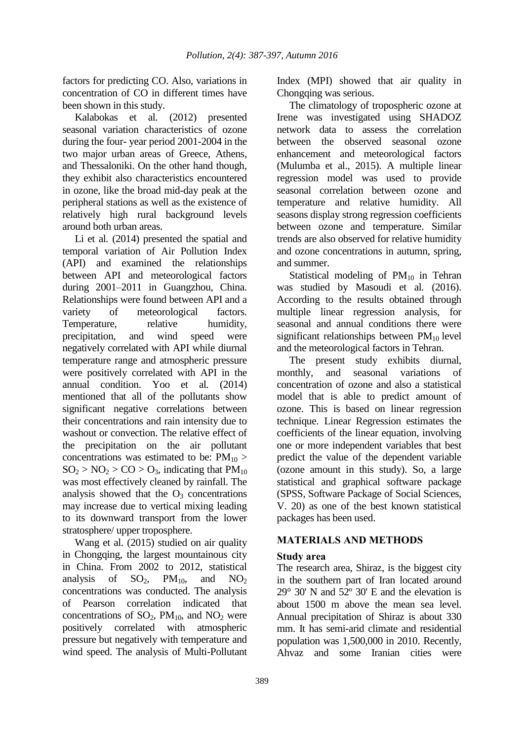factors for predicting CO. Also, variations in concentration of CO in different times have been shown in this study.

Kalabokas et al. (2012) presented seasonal variation characteristics of ozone during the four- year period 2001-2004 in the two major urban areas of Greece, Athens, and Thessaloniki. On the other hand though, they exhibit also characteristics encountered in ozone, like the broad mid-day peak at the peripheral stations as well as the existence of relatively high rural background levels around both urban areas.

Li et al. (2014) presented the spatial and temporal variation of Air Pollution Index (API) and examined the relationships between API and meteorological factors during 2001–2011 in Guangzhou, China. Relationships were found between API and a variety of meteorological factors. Temperature, relative humidity, precipitation, and wind speed were negatively correlated with API while diurnal temperature range and atmospheric pressure were positively correlated with API in the annual condition. Yoo et al. (2014) mentioned that all of the pollutants show significant negative correlations between their concentrations and rain intensity due to washout or convection. The relative effect of the precipitation on the air pollutant concentrations was estimated to be: $PM_{10}$ > $SO_2$ > $NO_2$ > CO > $O_3$, indicating that $PM_{10}$ was most effectively cleaned by rainfall. The analysis showed that the $O_3$ concentrations may increase due to vertical mixing leading to its downward transport from the lower stratosphere/ upper troposphere.

Wang et al. (2015) studied on air quality in Chongqing, the largest mountainous city in China. From 2002 to 2012, statistical analysis of $SO_2$, $PM_{10}$, and $NO_2$ concentrations was conducted. The analysis of Pearson correlation indicated that concentrations of $SO_2$, $PM_{10}$, and $NO_2$ were positively correlated with atmospheric pressure but negatively with temperature and wind speed. The analysis of Multi-Pollutant Index (MPI) showed that air quality in Chongqing was serious.

The climatology of tropospheric ozone at Irene was investigated using SHADOZ network data to assess the correlation between the observed seasonal ozone enhancement and meteorological factors (Mulumba et al., 2015). A multiple linear regression model was used to provide seasonal correlation between ozone and temperature and relative humidity. All seasons display strong regression coefficients between ozone and temperature. Similar trends are also observed for relative humidity and ozone concentrations in autumn, spring, and summer.

Statistical modeling of $PM_{10}$ in Tehran was studied by Masoudi et al. (2016). According to the results obtained through multiple linear regression analysis, for seasonal and annual conditions there were significant relationships between $PM_{10}$ level and the meteorological factors in Tehran.

The present study exhibits diurnal, monthly, and seasonal variations of concentration of ozone and also a statistical model that is able to predict amount of ozone. This is based on linear regression technique. Linear Regression estimates the coefficients of the linear equation, involving one or more independent variables that best predict the value of the dependent variable (ozone amount in this study). So, a large statistical and graphical software package (SPSS, Software Package of Social Sciences, V. 20) as one of the best known statistical packages has been used.

## MATERIALS AND METHODS

### Study area

The research area, Shiraz, is the biggest city in the southern part of Iran located around 29° 30' N and 52º 30' E and the elevation is about 1500 m above the mean sea level. Annual precipitation of Shiraz is about 330 mm. It has semi-arid climate and residential population was 1,500,000 in 2010. Recently, Ahvaz and some Iranian cities were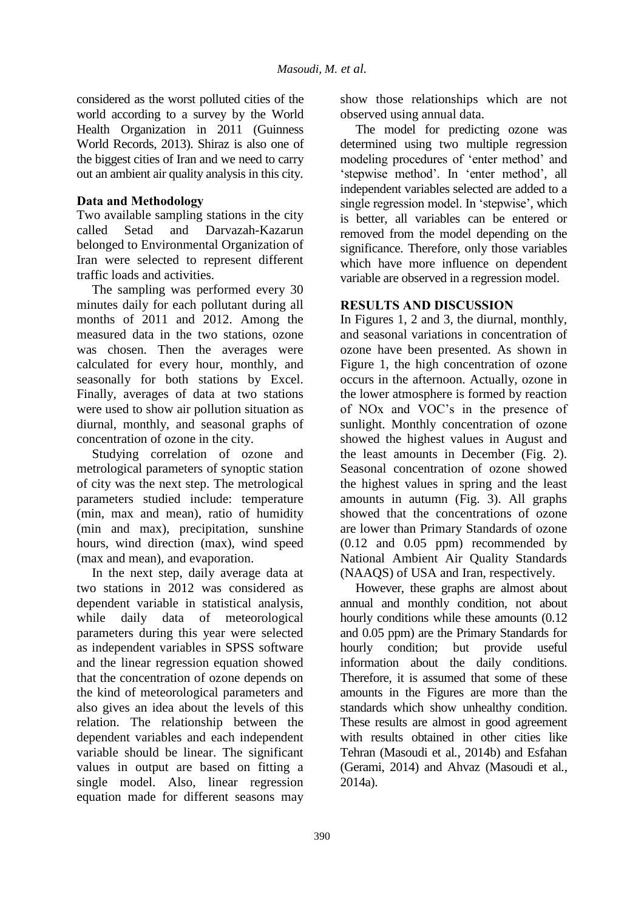considered as the worst polluted cities of the world according to a survey by the World Health Organization in 2011 (Guinness World Records, 2013). Shiraz is also one of the biggest cities of Iran and we need to carry out an ambient air quality analysis in this city.

## Data and Methodology

Two available sampling stations in the city called Setad and Darvazah-Kazarun belonged to Environmental Organization of Iran were selected to represent different traffic loads and activities.

The sampling was performed every 30 minutes daily for each pollutant during all months of 2011 and 2012. Among the measured data in the two stations, ozone was chosen. Then the averages were calculated for every hour, monthly, and seasonally for both stations by Excel. Finally, averages of data at two stations were used to show air pollution situation as diurnal, monthly, and seasonal graphs of concentration of ozone in the city.

Studying correlation of ozone and metrological parameters of synoptic station of city was the next step. The metrological parameters studied include: temperature (min, max and mean), ratio of humidity (min and max), precipitation, sunshine hours, wind direction (max), wind speed (max and mean), and evaporation.

In the next step, daily average data at two stations in 2012 was considered as dependent variable in statistical analysis, while daily data of meteorological parameters during this year were selected as independent variables in SPSS software and the linear regression equation showed that the concentration of ozone depends on the kind of meteorological parameters and also gives an idea about the levels of this relation. The relationship between the dependent variables and each independent variable should be linear. The significant values in output are based on fitting a single model. Also, linear regression equation made for different seasons may show those relationships which are not observed using annual data.

The model for predicting ozone was determined using two multiple regression modeling procedures of 'enter method' and 'stepwise method'. In 'enter method', all independent variables selected are added to a single regression model. In 'stepwise', which is better, all variables can be entered or removed from the model depending on the significance. Therefore, only those variables which have more influence on dependent variable are observed in a regression model.

## RESULTS AND DISCUSSION

In Figures 1, 2 and 3, the diurnal, monthly, and seasonal variations in concentration of ozone have been presented. As shown in Figure 1, the high concentration of ozone occurs in the afternoon. Actually, ozone in the lower atmosphere is formed by reaction of NOx and VOC's in the presence of sunlight. Monthly concentration of ozone showed the highest values in August and the least amounts in December (Fig. 2). Seasonal concentration of ozone showed the highest values in spring and the least amounts in autumn (Fig. 3). All graphs showed that the concentrations of ozone are lower than Primary Standards of ozone (0.12 and 0.05 ppm) recommended by National Ambient Air Quality Standards (NAAQS) of USA and Iran, respectively.

However, these graphs are almost about annual and monthly condition, not about hourly conditions while these amounts (0.12 and 0.05 ppm) are the Primary Standards for hourly condition; but provide useful information about the daily conditions. Therefore, it is assumed that some of these amounts in the Figures are more than the standards which show unhealthy condition. These results are almost in good agreement with results obtained in other cities like Tehran (Masoudi et al., 2014b) and Esfahan (Gerami, 2014) and Ahvaz (Masoudi et al., 2014a).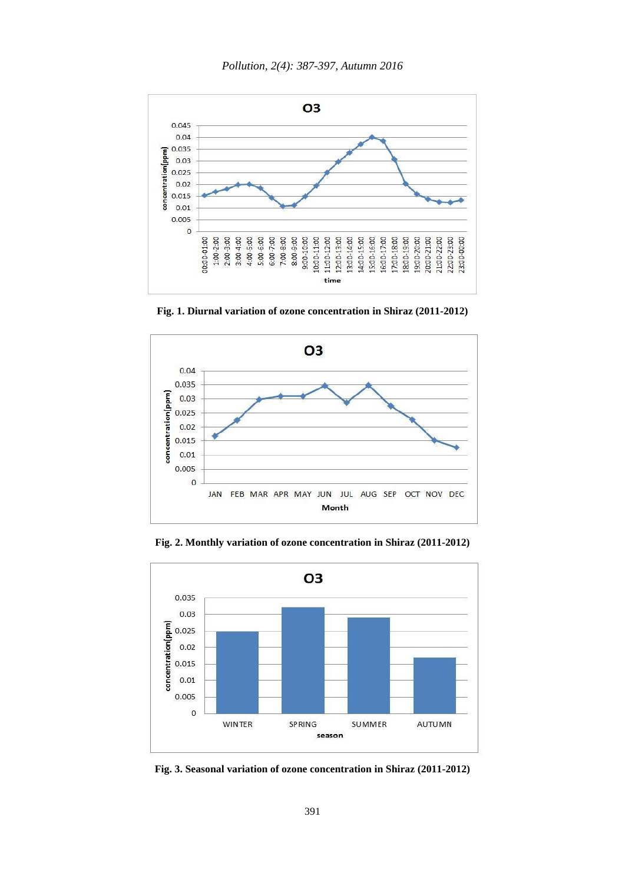**Fig. 1. Diurnal variation of ozone concentration in Shiraz (2011-2012)**

**Fig. 2. Monthly variation of ozone concentration in Shiraz (2011-2012)**

**Fig. 3. Seasonal variation of ozone concentration in Shiraz (2011-2012)**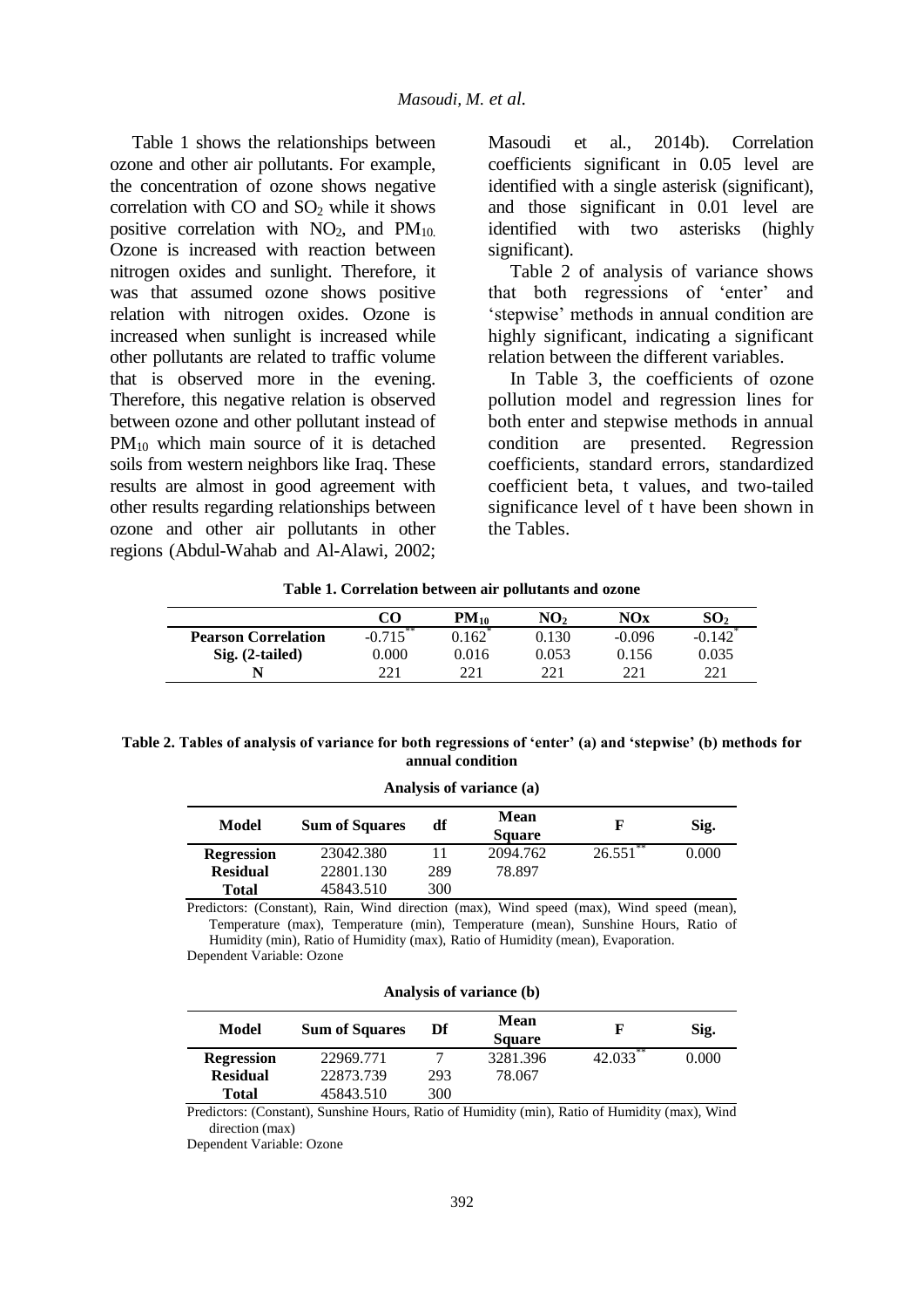Table 1 shows the relationships between ozone and other air pollutants. For example, the concentration of ozone shows negative correlation with CO and $SO_2$ while it shows positive correlation with $NO_2$, and $PM_{10.}$ Ozone is increased with reaction between nitrogen oxides and sunlight. Therefore, it was that assumed ozone shows positive relation with nitrogen oxides. Ozone is increased when sunlight is increased while other pollutants are related to traffic volume that is observed more in the evening. Therefore, this negative relation is observed between ozone and other pollutant instead of $PM_{10}$ which main source of it is detached soils from western neighbors like Iraq. These results are almost in good agreement with other results regarding relationships between ozone and other air pollutants in other regions (Abdul-Wahab and Al-Alawi, 2002; Masoudi et al., 2014b). Correlation coefficients significant in 0.05 level are identified with a single asterisk (significant), and those significant in 0.01 level are identified with two asterisks (highly significant).

Table 2 of analysis of variance shows that both regressions of 'enter' and 'stepwise' methods in annual condition are highly significant, indicating a significant relation between the different variables.

In Table 3, the coefficients of ozone pollution model and regression lines for both enter and stepwise methods in annual condition are presented. Regression coefficients, standard errors, standardized coefficient beta, t values, and two-tailed significance level of t have been shown in the Tables.

**Table 1. Correlation between air pollutants and ozone**

| | CO | $PM_{10}$ | $NO_2$ | NOx | $SO_2$ |
|---|---|---|---|---|---|
| **Pearson Correlation** | -0.715** | 0.162* | 0.130 | -0.096 | -0.142* |
| **Sig. (2-tailed)** | 0.000 | 0.016 | 0.053 | 0.156 | 0.035 |
| **N** | 221 | 221 | 221 | 221 | 221 |

**Table 2. Tables of analysis of variance for both regressions of 'enter' (a) and 'stepwise' (b) methods for annual condition**

**Analysis of variance (a)**

| Model | Sum of Squares | df | Mean Square | F | Sig. |
|---|---|---|---|---|---|
| **Regression** | 23042.380 | 11 | 2094.762 | 26.551** | 0.000 |
| **Residual** | 22801.130 | 289 | 78.897 | | |
| **Total** | 45843.510 | 300 | | | |

Predictors: (Constant), Rain, Wind direction (max), Wind speed (max), Wind speed (mean), Temperature (max), Temperature (min), Temperature (mean), Sunshine Hours, Ratio of Humidity (min), Ratio of Humidity (max), Ratio of Humidity (mean), Evaporation.
Dependent Variable: Ozone

**Analysis of variance (b)**

| Model | Sum of Squares | Df | Mean Square | F | Sig. |
|---|---|---|---|---|---|
| **Regression** | 22969.771 | 7 | 3281.396 | 42.033** | 0.000 |
| **Residual** | 22873.739 | 293 | 78.067 | | |
| **Total** | 45843.510 | 300 | | | |

Predictors: (Constant), Sunshine Hours, Ratio of Humidity (min), Ratio of Humidity (max), Wind direction (max)
Dependent Variable: Ozone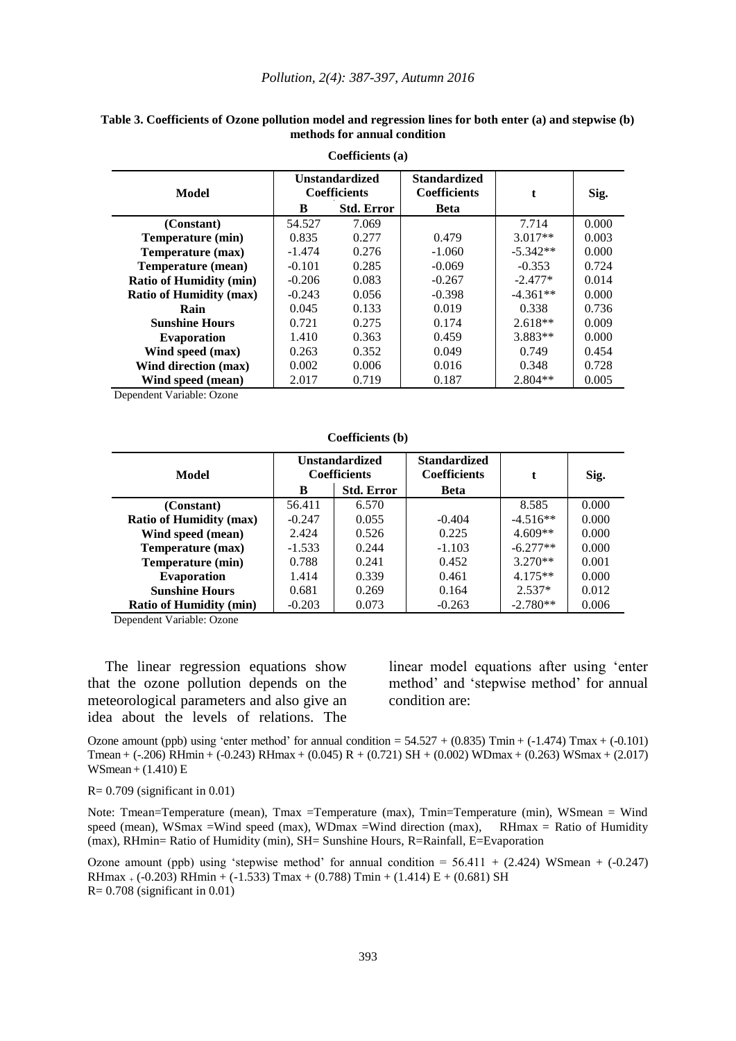**Table 3. Coefficients of Ozone pollution model and regression lines for both enter (a) and stepwise (b) methods for annual condition**

**Coefficients (a)**

| Model | Unstandardized Coefficients | | Standardized Coefficients | t | Sig. |
|---|---|---|---|---|---|
| | B | Std. Error | Beta | | |
| (Constant) | 54.527 | 7.069 | | 7.714 | 0.000 |
| Temperature (min) | 0.835 | 0.277 | 0.479 | 3.017** | 0.003 |
| Temperature (max) | -1.474 | 0.276 | -1.060 | -5.342** | 0.000 |
| Temperature (mean) | -0.101 | 0.285 | -0.069 | -0.353 | 0.724 |
| Ratio of Humidity (min) | -0.206 | 0.083 | -0.267 | -2.477* | 0.014 |
| Ratio of Humidity (max) | -0.243 | 0.056 | -0.398 | -4.361** | 0.000 |
| Rain | 0.045 | 0.133 | 0.019 | 0.338 | 0.736 |
| Sunshine Hours | 0.721 | 0.275 | 0.174 | 2.618** | 0.009 |
| Evaporation | 1.410 | 0.363 | 0.459 | 3.883** | 0.000 |
| Wind speed (max) | 0.263 | 0.352 | 0.049 | 0.749 | 0.454 |
| Wind direction (max) | 0.002 | 0.006 | 0.016 | 0.348 | 0.728 |
| Wind speed (mean) | 2.017 | 0.719 | 0.187 | 2.804** | 0.005 |

Dependent Variable: Ozone

**Coefficients (b)**

| Model | Unstandardized Coefficients | | Standardized Coefficients | t | Sig. |
|---|---|---|---|---|---|
| | B | Std. Error | Beta | | |
| (Constant) | 56.411 | 6.570 | | 8.585 | 0.000 |
| Ratio of Humidity (max) | -0.247 | 0.055 | -0.404 | -4.516** | 0.000 |
| Wind speed (mean) | 2.424 | 0.526 | 0.225 | 4.609** | 0.000 |
| Temperature (max) | -1.533 | 0.244 | -1.103 | -6.277** | 0.000 |
| Temperature (min) | 0.788 | 0.241 | 0.452 | 3.270** | 0.001 |
| Evaporation | 1.414 | 0.339 | 0.461 | 4.175** | 0.000 |
| Sunshine Hours | 0.681 | 0.269 | 0.164 | 2.537* | 0.012 |
| Ratio of Humidity (min) | -0.203 | 0.073 | -0.263 | -2.780** | 0.006 |

Dependent Variable: Ozone

The linear regression equations show that the ozone pollution depends on the meteorological parameters and also give an idea about the levels of relations. The linear model equations after using 'enter method' and 'stepwise method' for annual condition are:

Ozone amount (ppb) using 'enter method' for annual condition = 54.527 + (0.835) Tmin + (-1.474) Tmax + (-0.101) Tmean + (-.206) RHmin + (-0.243) RHmax + (0.045) R + (0.721) SH + (0.002) WDmax + (0.263) WSmax + (2.017) WSmean + (1.410) E

R= 0.709 (significant in 0.01)

Note: Tmean=Temperature (mean), Tmax =Temperature (max), Tmin=Temperature (min), WSmean = Wind speed (mean), WSmax =Wind speed (max), WDmax =Wind direction (max), RHmax = Ratio of Humidity (max), RHmin= Ratio of Humidity (min), SH= Sunshine Hours, R=Rainfall, E=Evaporation

Ozone amount (ppb) using 'stepwise method' for annual condition = 56.411 + (2.424) WSmean + (-0.247) RHmax + (-0.203) RHmin + (-1.533) Tmax + (0.788) Tmin + (1.414) E + (0.681) SH
R= 0.708 (significant in 0.01)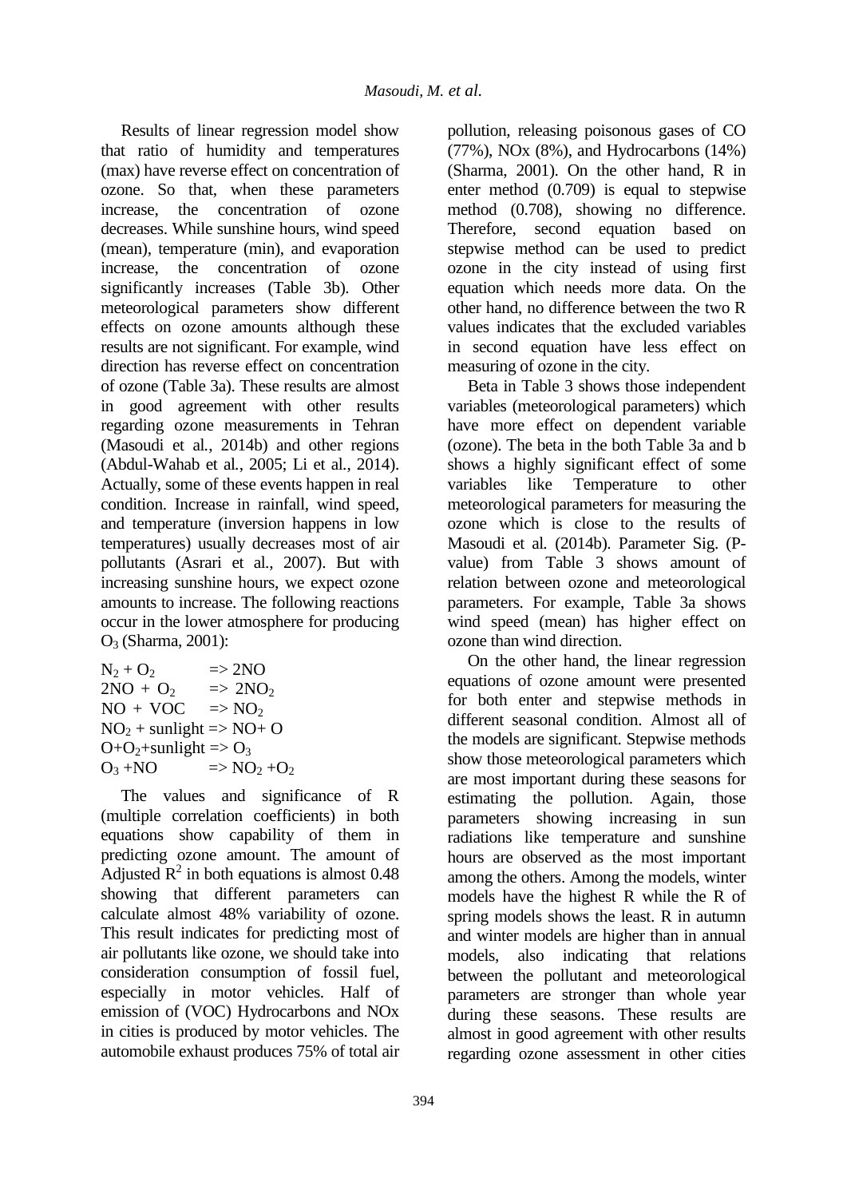Results of linear regression model show that ratio of humidity and temperatures (max) have reverse effect on concentration of ozone. So that, when these parameters increase, the concentration of ozone decreases. While sunshine hours, wind speed (mean), temperature (min), and evaporation increase, the concentration of ozone significantly increases (Table 3b). Other meteorological parameters show different effects on ozone amounts although these results are not significant. For example, wind direction has reverse effect on concentration of ozone (Table 3a). These results are almost in good agreement with other results regarding ozone measurements in Tehran (Masoudi et al., 2014b) and other regions (Abdul-Wahab et al., 2005; Li et al., 2014). Actually, some of these events happen in real condition. Increase in rainfall, wind speed, and temperature (inversion happens in low temperatures) usually decreases most of air pollutants (Asrari et al., 2007). But with increasing sunshine hours, we expect ozone amounts to increase. The following reactions occur in the lower atmosphere for producing $O_3$ (Sharma, 2001):

$N_2 + O_2 \Rightarrow 2NO$
$2NO + O_2 \Rightarrow 2NO_2$
$NO + VOC \Rightarrow NO_2$
$NO_2$ + sunlight $\Rightarrow NO + O$
$O + O_2$ + sunlight $\Rightarrow O_3$
$O_3 + NO \Rightarrow NO_2 + O_2$

The values and significance of R (multiple correlation coefficients) in both equations show capability of them in predicting ozone amount. The amount of Adjusted $R^2$ in both equations is almost 0.48 showing that different parameters can calculate almost 48% variability of ozone. This result indicates for predicting most of air pollutants like ozone, we should take into consideration consumption of fossil fuel, especially in motor vehicles. Half of emission of (VOC) Hydrocarbons and NOx in cities is produced by motor vehicles. The automobile exhaust produces 75% of total air pollution, releasing poisonous gases of CO (77%), NOx (8%), and Hydrocarbons (14%) (Sharma, 2001). On the other hand, R in enter method (0.709) is equal to stepwise method (0.708), showing no difference. Therefore, second equation based on stepwise method can be used to predict ozone in the city instead of using first equation which needs more data. On the other hand, no difference between the two R values indicates that the excluded variables in second equation have less effect on measuring of ozone in the city.

Beta in Table 3 shows those independent variables (meteorological parameters) which have more effect on dependent variable (ozone). The beta in the both Table 3a and b shows a highly significant effect of some variables like Temperature to other meteorological parameters for measuring the ozone which is close to the results of Masoudi et al. (2014b). Parameter Sig. (P-value) from Table 3 shows amount of relation between ozone and meteorological parameters. For example, Table 3a shows wind speed (mean) has higher effect on ozone than wind direction.

On the other hand, the linear regression equations of ozone amount were presented for both enter and stepwise methods in different seasonal condition. Almost all of the models are significant. Stepwise methods show those meteorological parameters which are most important during these seasons for estimating the pollution. Again, those parameters showing increasing in sun radiations like temperature and sunshine hours are observed as the most important among the others. Among the models, winter models have the highest R while the R of spring models shows the least. R in autumn and winter models are higher than in annual models, also indicating that relations between the pollutant and meteorological parameters are stronger than whole year during these seasons. These results are almost in good agreement with other results regarding ozone assessment in other cities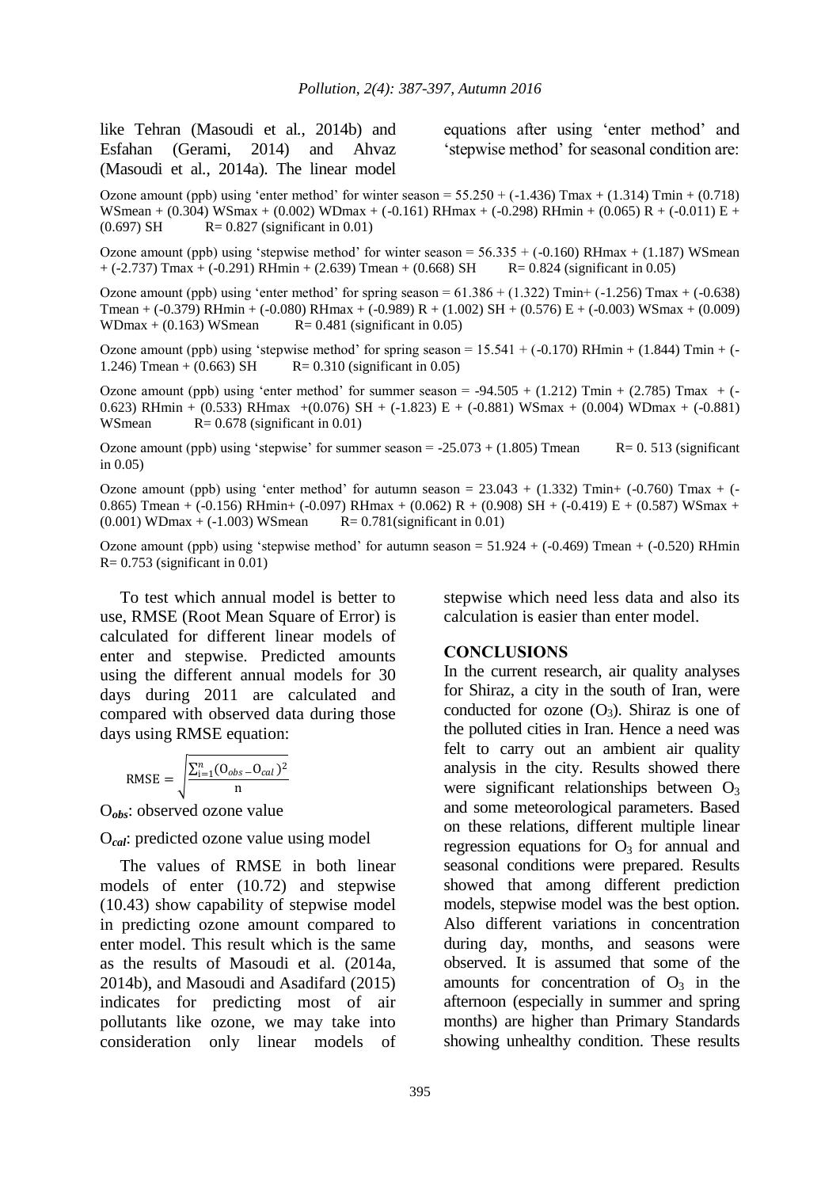like Tehran (Masoudi et al., 2014b) and Esfahan (Gerami, 2014) and Ahvaz (Masoudi et al., 2014a). The linear model equations after using 'enter method' and 'stepwise method' for seasonal condition are:

Ozone amount (ppb) using 'enter method' for winter season = 55.250 + (-1.436) Tmax + (1.314) Tmin + (0.718) WSmean + (0.304) WSmax + (0.002) WDmax + (-0.161) RHmax + (-0.298) RHmin + (0.065) R + (-0.011) E + (0.697) SH  R= 0.827 (significant in 0.01)

Ozone amount (ppb) using 'stepwise method' for winter season = 56.335 + (-0.160) RHmax + (1.187) WSmean + (-2.737) Tmax + (-0.291) RHmin + (2.639) Tmean + (0.668) SH  R= 0.824 (significant in 0.05)

Ozone amount (ppb) using 'enter method' for spring season = 61.386 + (1.322) Tmin+ (-1.256) Tmax + (-0.638) Tmean + (-0.379) RHmin + (-0.080) RHmax + (-0.989) R + (1.002) SH + (0.576) E + (-0.003) WSmax + (0.009) WDmax + (0.163) WSmean  R= 0.481 (significant in 0.05)

Ozone amount (ppb) using 'stepwise method' for spring season = 15.541 + (-0.170) RHmin + (1.844) Tmin + (-1.246) Tmean + (0.663) SH  R= 0.310 (significant in 0.05)

Ozone amount (ppb) using 'enter method' for summer season = -94.505 + (1.212) Tmin + (2.785) Tmax + (-0.623) RHmin + (0.533) RHmax +(0.076) SH + (-1.823) E + (-0.881) WSmax + (0.004) WDmax + (-0.881) WSmean  R= 0.678 (significant in 0.01)

Ozone amount (ppb) using 'stepwise' for summer season = -25.073 + (1.805) Tmean  R= 0. 513 (significant in 0.05)

Ozone amount (ppb) using 'enter method' for autumn season = 23.043 + (1.332) Tmin+ (-0.760) Tmax + (-0.865) Tmean + (-0.156) RHmin+ (-0.097) RHmax + (0.062) R + (0.908) SH + (-0.419) E + (0.587) WSmax + (0.001) WDmax + (-1.003) WSmean  R= 0.781(significant in 0.01)

Ozone amount (ppb) using 'stepwise method' for autumn season = 51.924 + (-0.469) Tmean + (-0.520) RHmin R= 0.753 (significant in 0.01)

To test which annual model is better to use, RMSE (Root Mean Square of Error) is calculated for different linear models of enter and stepwise. Predicted amounts using the different annual models for 30 days during 2011 are calculated and compared with observed data during those days using RMSE equation:

$$\text{RMSE} = \sqrt{\frac{\sum_{i=1}^{n}(O_{obs} - O_{cal})^2}{n}}$$

$O_{obs}$: observed ozone value

$O_{cal}$: predicted ozone value using model

The values of RMSE in both linear models of enter (10.72) and stepwise (10.43) show capability of stepwise model in predicting ozone amount compared to enter model. This result which is the same as the results of Masoudi et al. (2014a, 2014b), and Masoudi and Asadifard (2015) indicates for predicting most of air pollutants like ozone, we may take into consideration only linear models of stepwise which need less data and also its calculation is easier than enter model.

## CONCLUSIONS

In the current research, air quality analyses for Shiraz, a city in the south of Iran, were conducted for ozone ($O_3$). Shiraz is one of the polluted cities in Iran. Hence a need was felt to carry out an ambient air quality analysis in the city. Results showed there were significant relationships between $O_3$ and some meteorological parameters. Based on these relations, different multiple linear regression equations for $O_3$ for annual and seasonal conditions were prepared. Results showed that among different prediction models, stepwise model was the best option. Also different variations in concentration during day, months, and seasons were observed. It is assumed that some of the amounts for concentration of $O_3$ in the afternoon (especially in summer and spring months) are higher than Primary Standards showing unhealthy condition. These results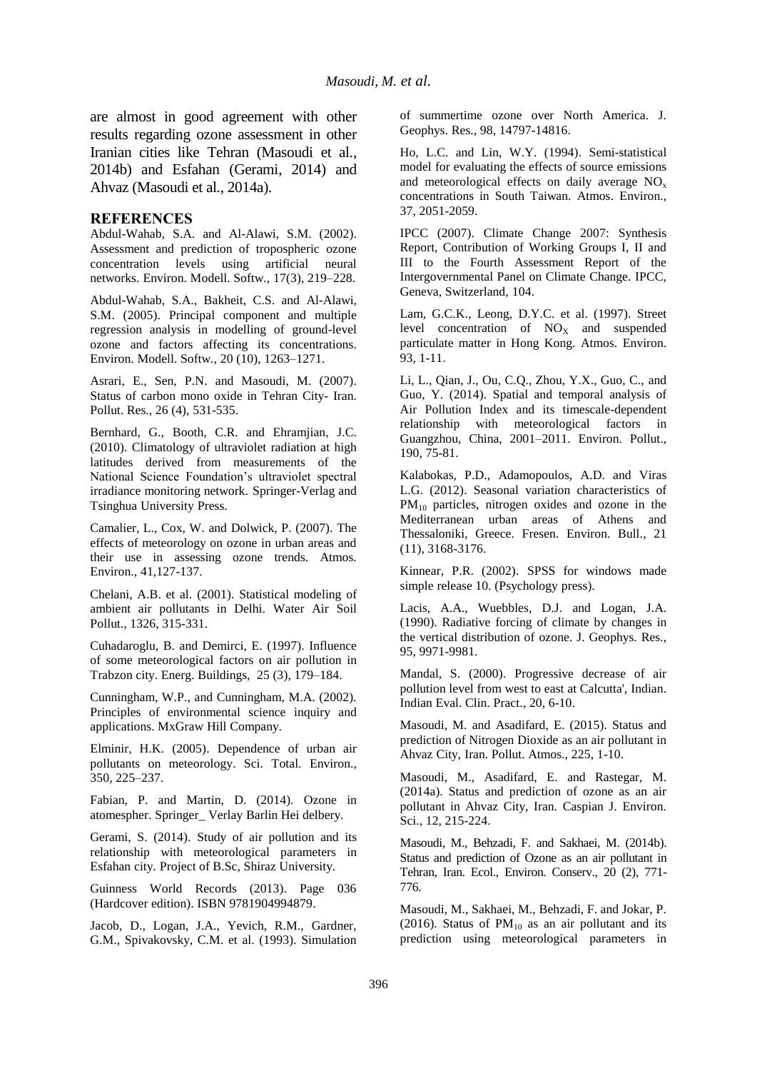are almost in good agreement with other results regarding ozone assessment in other Iranian cities like Tehran (Masoudi et al., 2014b) and Esfahan (Gerami, 2014) and Ahvaz (Masoudi et al., 2014a).

## REFERENCES

Abdul-Wahab, S.A. and Al-Alawi, S.M. (2002). Assessment and prediction of tropospheric ozone concentration levels using artificial neural networks. Environ. Modell. Softw., 17(3), 219–228.

Abdul-Wahab, S.A., Bakheit, C.S. and Al-Alawi, S.M. (2005). Principal component and multiple regression analysis in modelling of ground-level ozone and factors affecting its concentrations. Environ. Modell. Softw., 20 (10), 1263–1271.

Asrari, E., Sen, P.N. and Masoudi, M. (2007). Status of carbon mono oxide in Tehran City- Iran. Pollut. Res., 26 (4), 531-535.

Bernhard, G., Booth, C.R. and Ehramjian, J.C. (2010). Climatology of ultraviolet radiation at high latitudes derived from measurements of the National Science Foundation's ultraviolet spectral irradiance monitoring network. Springer-Verlag and Tsinghua University Press.

Camalier, L., Cox, W. and Dolwick, P. (2007). The effects of meteorology on ozone in urban areas and their use in assessing ozone trends. Atmos. Environ., 41,127-137.

Chelani, A.B. et al. (2001). Statistical modeling of ambient air pollutants in Delhi. Water Air Soil Pollut., 1326, 315-331.

Cuhadaroglu, B. and Demirci, E. (1997). Influence of some meteorological factors on air pollution in Trabzon city. Energ. Buildings, 25 (3), 179–184.

Cunningham, W.P., and Cunningham, M.A. (2002). Principles of environmental science inquiry and applications. MxGraw Hill Company.

Elminir, H.K. (2005). Dependence of urban air pollutants on meteorology. Sci. Total. Environ., 350, 225–237.

Fabian, P. and Martin, D. (2014). Ozone in atomespher. Springer_ Verlay Barlin Hei delbery.

Gerami, S. (2014). Study of air pollution and its relationship with meteorological parameters in Esfahan city. Project of B.Sc, Shiraz University.

Guinness World Records (2013). Page 036 (Hardcover edition). ISBN 9781904994879.

Jacob, D., Logan, J.A., Yevich, R.M., Gardner, G.M., Spivakovsky, C.M. et al. (1993). Simulation of summertime ozone over North America. J. Geophys. Res., 98, 14797-14816.

Ho, L.C. and Lin, W.Y. (1994). Semi-statistical model for evaluating the effects of source emissions and meteorological effects on daily average $NO_x$ concentrations in South Taiwan. Atmos. Environ., 37, 2051-2059.

IPCC (2007). Climate Change 2007: Synthesis Report, Contribution of Working Groups I, II and III to the Fourth Assessment Report of the Intergovernmental Panel on Climate Change. IPCC, Geneva, Switzerland, 104.

Lam, G.C.K., Leong, D.Y.C. et al. (1997). Street level concentration of $NO_X$ and suspended particulate matter in Hong Kong. Atmos. Environ. 93, 1-11.

Li, L., Qian, J., Ou, C.Q., Zhou, Y.X., Guo, C., and Guo, Y. (2014). Spatial and temporal analysis of Air Pollution Index and its timescale-dependent relationship with meteorological factors in Guangzhou, China, 2001–2011. Environ. Pollut., 190, 75-81.

Kalabokas, P.D., Adamopoulos, A.D. and Viras L.G. (2012). Seasonal variation characteristics of $PM_{10}$ particles, nitrogen oxides and ozone in the Mediterranean urban areas of Athens and Thessaloniki, Greece. Fresen. Environ. Bull., 21 (11), 3168-3176.

Kinnear, P.R. (2002). SPSS for windows made simple release 10. (Psychology press).

Lacis, A.A., Wuebbles, D.J. and Logan, J.A. (1990). Radiative forcing of climate by changes in the vertical distribution of ozone. J. Geophys. Res., 95, 9971-9981.

Mandal, S. (2000). Progressive decrease of air pollution level from west to east at Calcutta', Indian. Indian Eval. Clin. Pract., 20, 6-10.

Masoudi, M. and Asadifard, E. (2015). Status and prediction of Nitrogen Dioxide as an air pollutant in Ahvaz City, Iran. Pollut. Atmos., 225, 1-10.

Masoudi, M., Asadifard, E. and Rastegar, M. (2014a). Status and prediction of ozone as an air pollutant in Ahvaz City, Iran. Caspian J. Environ. Sci., 12, 215-224.

Masoudi, M., Behzadi, F. and Sakhaei, M. (2014b). Status and prediction of Ozone as an air pollutant in Tehran, Iran. Ecol., Environ. Conserv., 20 (2), 771-776.

Masoudi, M., Sakhaei, M., Behzadi, F. and Jokar, P. (2016). Status of $PM_{10}$ as an air pollutant and its prediction using meteorological parameters in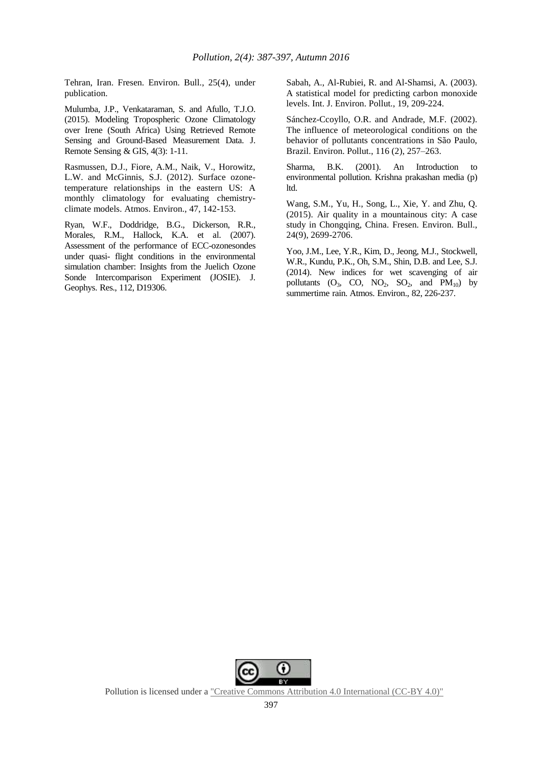Tehran, Iran. Fresen. Environ. Bull., 25(4), under publication.

Mulumba, J.P., Venkataraman, S. and Afullo, T.J.O. (2015). Modeling Tropospheric Ozone Climatology over Irene (South Africa) Using Retrieved Remote Sensing and Ground-Based Measurement Data. J. Remote Sensing & GIS, 4(3): 1-11.

Rasmussen, D.J., Fiore, A.M., Naik, V., Horowitz, L.W. and McGinnis, S.J. (2012). Surface ozone-temperature relationships in the eastern US: A monthly climatology for evaluating chemistry-climate models. Atmos. Environ., 47, 142-153.

Ryan, W.F., Doddridge, B.G., Dickerson, R.R., Morales, R.M., Hallock, K.A. et al. (2007). Assessment of the performance of ECC-ozonesondes under quasi- flight conditions in the environmental simulation chamber: Insights from the Juelich Ozone Sonde Intercomparison Experiment (JOSIE). J. Geophys. Res., 112, D19306.

Sabah, A., Al-Rubiei, R. and Al-Shamsi, A. (2003). A statistical model for predicting carbon monoxide levels. Int. J. Environ. Pollut., 19, 209-224.

Sánchez-Ccoyllo, O.R. and Andrade, M.F. (2002). The influence of meteorological conditions on the behavior of pollutants concentrations in São Paulo, Brazil. Environ. Pollut., 116 (2), 257–263.

Sharma, B.K. (2001). An Introduction to environmental pollution. Krishna prakashan media (p) ltd.

Wang, S.M., Yu, H., Song, L., Xie, Y. and Zhu, Q. (2015). Air quality in a mountainous city: A case study in Chongqing, China. Fresen. Environ. Bull., 24(9), 2699-2706.

Yoo, J.M., Lee, Y.R., Kim, D., Jeong, M.J., Stockwell, W.R., Kundu, P.K., Oh, S.M., Shin, D.B. and Lee, S.J. (2014). New indices for wet scavenging of air pollutants ($O_3$, CO, $NO_2$, $SO_2$, and $PM_{10}$) by summertime rain. Atmos. Environ., 82, 226-237.

Pollution is licensed under a "Creative Commons Attribution 4.0 International (CC-BY 4.0)"